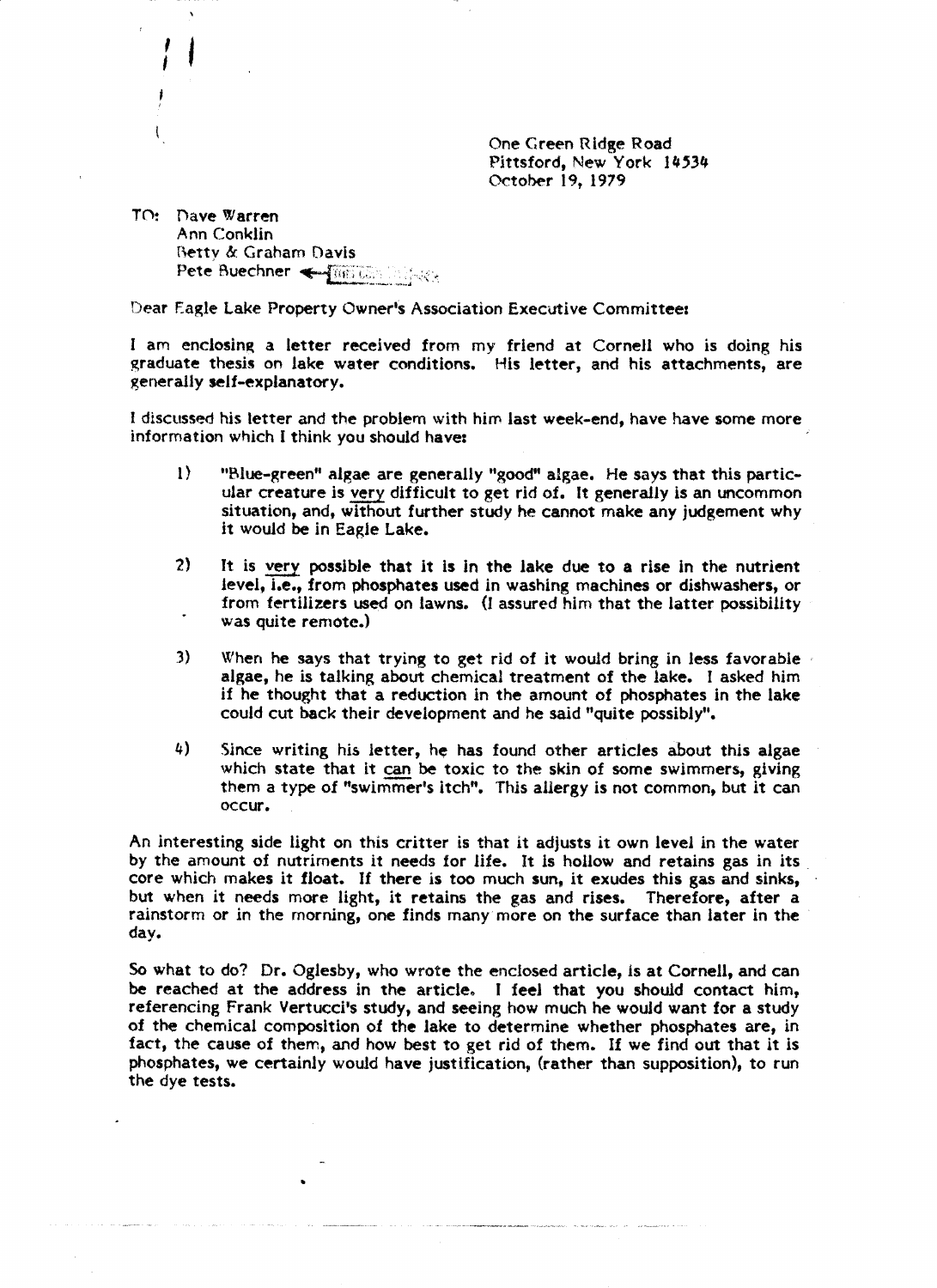One Green Ridge Road
Pittsford, New York 14534
October 19, 1979

TO: Dave Warren
Ann Conklin
Betty & Graham Davis
Pete Buechner

Dear Eagle Lake Property Owner's Association Executive Committee:

I am enclosing a letter received from my friend at Cornell who is doing his graduate thesis on lake water conditions. His letter, and his attachments, are generally self-explanatory.

I discussed his letter and the problem with him last week-end, have have some more information which I think you should have:

1) "Blue-green" algae are generally "good" algae. He says that this particular creature is very difficult to get rid of. It generally is an uncommon situation, and, without further study he cannot make any judgement why it would be in Eagle Lake.

2) It is very possible that it is in the lake due to a rise in the nutrient level, i.e., from phosphates used in washing machines or dishwashers, or from fertilizers used on lawns. (I assured him that the latter possibility was quite remote.)

3) When he says that trying to get rid of it would bring in less favorable algae, he is talking about chemical treatment of the lake. I asked him if he thought that a reduction in the amount of phosphates in the lake could cut back their development and he said "quite possibly".

4) Since writing his letter, he has found other articles about this algae which state that it can be toxic to the skin of some swimmers, giving them a type of "swimmer's itch". This allergy is not common, but it can occur.

An interesting side light on this critter is that it adjusts it own level in the water by the amount of nutriments it needs for life. It is hollow and retains gas in its core which makes it float. If there is too much sun, it exudes this gas and sinks, but when it needs more light, it retains the gas and rises. Therefore, after a rainstorm or in the morning, one finds many more on the surface than later in the day.

So what to do? Dr. Oglesby, who wrote the enclosed article, is at Cornell, and can be reached at the address in the article. I feel that you should contact him, referencing Frank Vertucci's study, and seeing how much he would want for a study of the chemical composition of the lake to determine whether phosphates are, in fact, the cause of them, and how best to get rid of them. If we find out that it is phosphates, we certainly would have justification, (rather than supposition), to run the dye tests.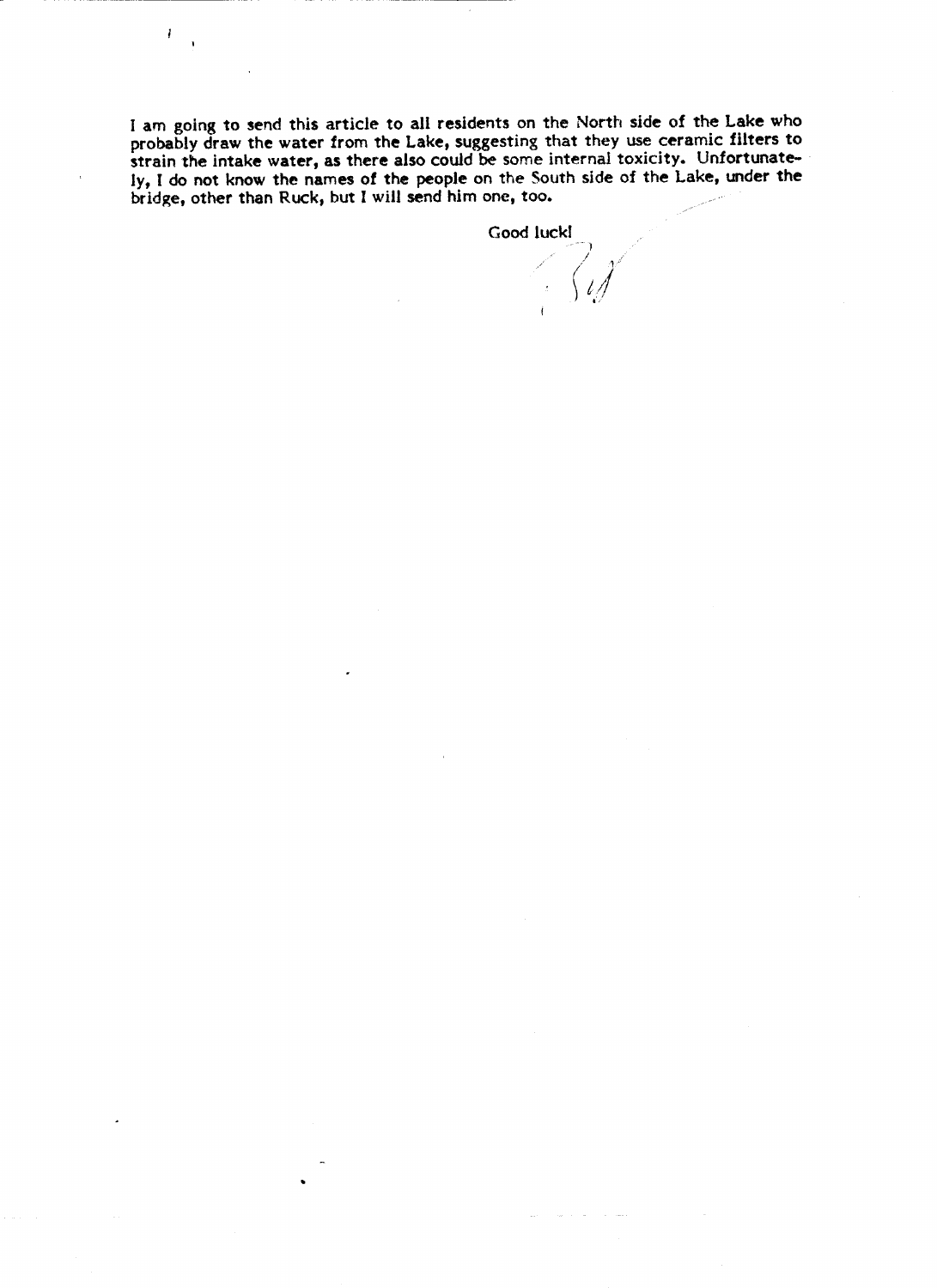I am going to send this article to all residents on the North side of the Lake who probably draw the water from the Lake, suggesting that they use ceramic filters to strain the intake water, as there also could be some internal toxicity. Unfortunately, I do not know the names of the people on the South side of the Lake, under the bridge, other than Ruck, but I will send him one, too.

Good luck!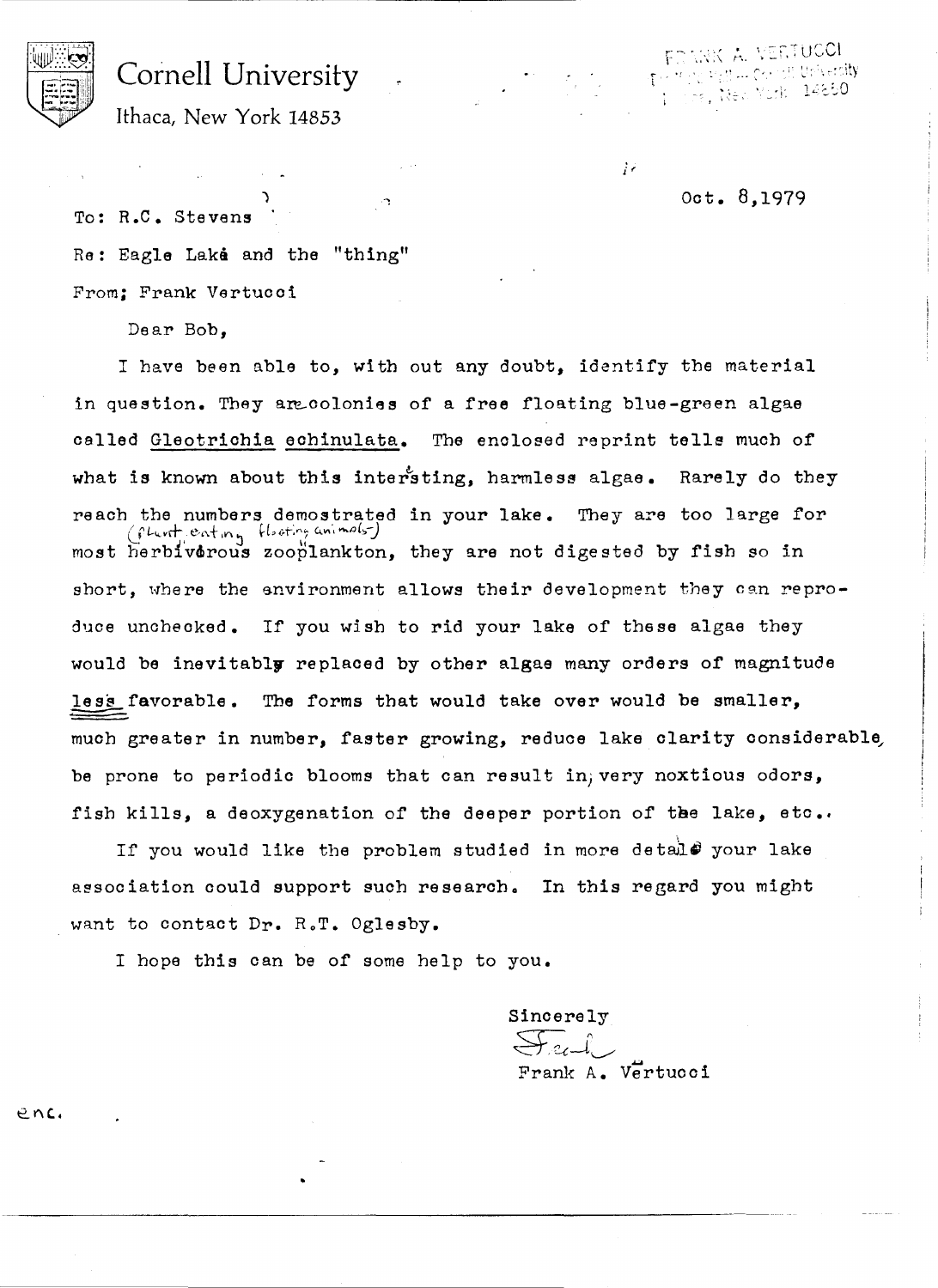# Cornell University

Ithaca, New York 14853

FRANK A. VERTUCCI

Oct. 8,1979

To: R.C. Stevens

Re: Eagle Lake and the "thing"

From; Frank Vertucci

Dear Bob,

I have been able to, with out any doubt, identify the material in question. They are colonies of a free floating blue-green algae called <u>Gleotrichia echinulata</u>. The enclosed reprint tells much of what is known about this intersting, harmless algae. Rarely do they reach the numbers demostrated in your lake. They are too large for most herbivorous (plant eating floating animals) zooplankton, they are not digested by fish so in short, where the environment allows their development they can reproduce unchecked. If you wish to rid your lake of these algae they would be inevitably replaced by other algae many orders of magnitude <u>less</u> favorable. The forms that would take over would be smaller, much greater in number, faster growing, reduce lake clarity considerable, be prone to periodic blooms that can result in very noxtious odors, fish kills, a deoxygenation of the deeper portion of the lake, etc..

If you would like the problem studied in more detail your lake association could support such research. In this regard you might want to contact Dr. R.T. Oglesby.

I hope this can be of some help to you.

Sincerely

Frank

Frank A. Vertucci

enc.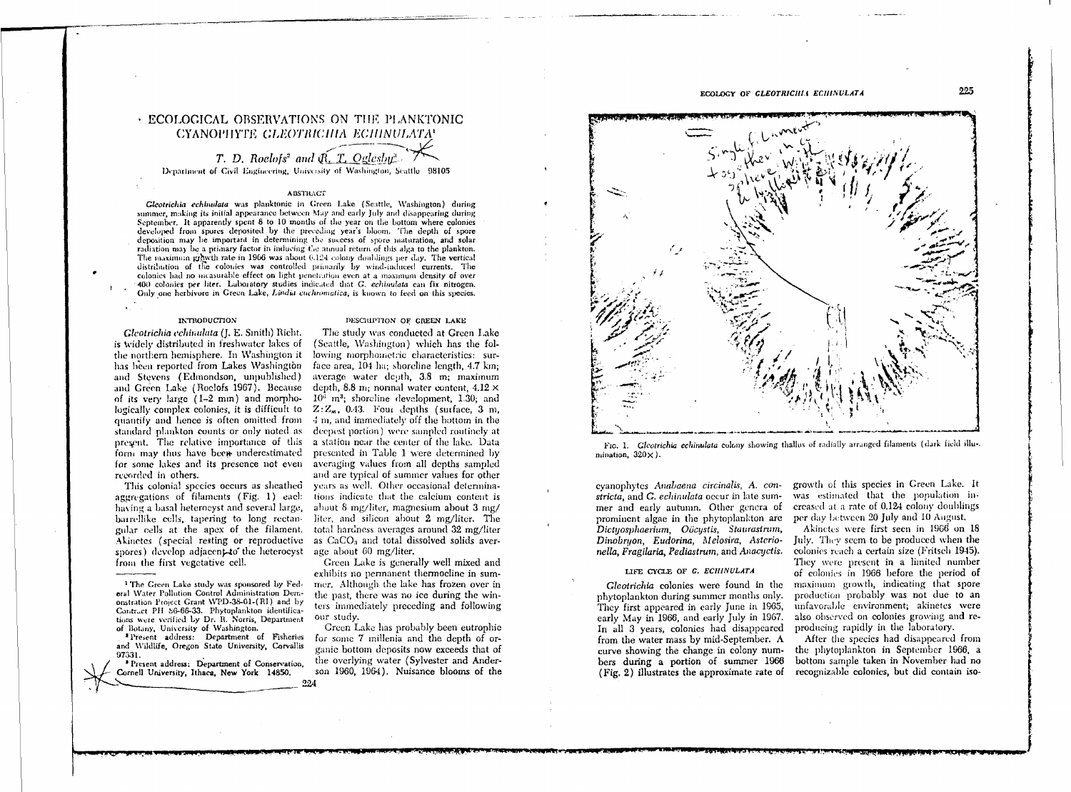# ECOLOGICAL OBSERVATIONS ON THE PLANKTONIC CYANOPHYTE *GLEOTRICHIA ECHINULATA*[1]

*T. D. Roelofs*[2] *and R. T. Oglesby*[3]

Department of Civil Engineering, University of Washington, Seattle 98105

## ABSTRACT

*Gleotrichia echinulata* was planktonic in Green Lake (Seattle, Washington) during summer, making its initial appearance between May and early July and disappearing during September. It apparently spent 8 to 10 months of the year on the bottom where colonies developed from spores deposited by the preceding year's bloom. The depth of spore deposition may be important in determining the success of spore maturation, and solar radiation may be a primary factor in inducing the annual return of this alga to the plankton. The maximum growth rate in 1966 was about 0.124 colony doublings per day. The vertical distribution of the colonies was controlled primarily by wind-induced currents. The colonies had no measurable effect on light penetration even at a maximum density of over 400 colonies per liter. Laboratory studies indicated that *G. echinulata* can fix nitrogen. Only one herbivore in Green Lake, *Lindia euchromatica*, is known to feed on this species.

## INTRODUCTION

*Gleotrichia echinulata* (J. E. Smith) Richt. is widely distributed in freshwater lakes of the northern hemisphere. In Washington it has been reported from Lakes Washington and Stevens (Edmondson, unpublished) and Green Lake (Roelofs 1967). Because of its very large (1–2 mm) and morphologically complex colonies, it is difficult to quantify and hence is often omitted from standard plankton counts or only noted as present. The relative importance of this form may thus have been underestimated for some lakes and its presence not even recorded in others.

This colonial species occurs as sheathed aggregations of filaments (Fig. 1) each having a basal heterocyst and several large, barrellike cells, tapering to long rectangular cells at the apex of the filament. Akinetes (special resting or reproductive spores) develop adjacent to the heterocyst from the first vegetative cell.

[1] The Green Lake study was sponsored by Federal Water Pollution Control Administration Demonstration Project Grant WPD-38-01-(RI) and by Contract PH 86-66-33. Phytoplankton identifications were verified by Dr. R. Norris, Department of Botany, University of Washington.

[2] Present address: Department of Fisheries and Wildlife, Oregon State University, Corvallis 97331.

[3] Present address: Department of Conservation, Cornell University, Ithaca, New York 14850.

## DESCRIPTION OF GREEN LAKE

The study was conducted at Green Lake (Seattle, Washington) which has the following morphometric characteristics: surface area, 104 ha; shoreline length, 4.7 km; average water depth, 3.8 m; maximum depth, 8.8 m; normal water content, $4.12 \times 10^6$ m³; shoreline development, 1.30; and $Z:Z_m$, 0.43. Four depths (surface, 3 m, 4 m, and immediately off the bottom in the deepest portion) were sampled routinely at a station near the center of the lake. Data presented in Table 1 were determined by averaging values from all depths sampled and are typical of summer values for other years as well. Other occasional determinations indicate that the calcium content is about 8 mg/liter, magnesium about 3 mg/liter, and silicon about 2 mg/liter. The total hardness averages around 32 mg/liter as $CaCO_3$ and total dissolved solids average about 60 mg/liter.

Green Lake is generally well mixed and exhibits no permanent thermocline in summer. Although the lake has frozen over in the past, there was no ice during the winters immediately preceding and following our study.

Green Lake has probably been eutrophic for some 7 millenia and the depth of organic bottom deposits now exceeds that of the overlying water (Sylvester and Anderson 1960, 1964). Nuisance blooms of the cyanophytes *Anabaena circinalis*, *A. constricta*, and *G. echinulata* occur in late summer and early autumn. Other genera of prominent algae in the phytoplankton are *Dictyosphaerium*, *Oöcystis*, *Staurastrum*, *Dinobryon*, *Eudorina*, *Melosira*, *Asterionella*, *Fragilaria*, *Pediastrum*, and *Anacyctis*.

Fig. 1. *Gleotrichia echinulata* colony showing thallus of radially arranged filaments (dark field illumination, 320×).

## LIFE CYCLE OF *G. ECHINULATA*

*Gleotrichia* colonies were found in the phytoplankton during summer months only. They first appeared in early June in 1965, early May in 1966, and early July in 1967. In all 3 years, colonies had disappeared from the water mass by mid-September. A curve showing the change in colony numbers during a portion of summer 1966 (Fig. 2) illustrates the approximate rate of growth of this species in Green Lake. It was estimated that the population increased at a rate of 0.124 colony doublings per day between 20 July and 10 August.

Akinetes were first seen in 1966 on 18 July. They seem to be produced when the colonies reach a certain size (Fritsch 1945). They were present in a limited number of colonies in 1966 before the period of maximum growth, indicating that spore production probably was not due to an unfavorable environment; akinetes were also observed on colonies growing and reproducing rapidly in the laboratory.

After the species had disappeared from the phytoplankton in September 1966, a bottom sample taken in November had no recognizable colonies, but did contain iso-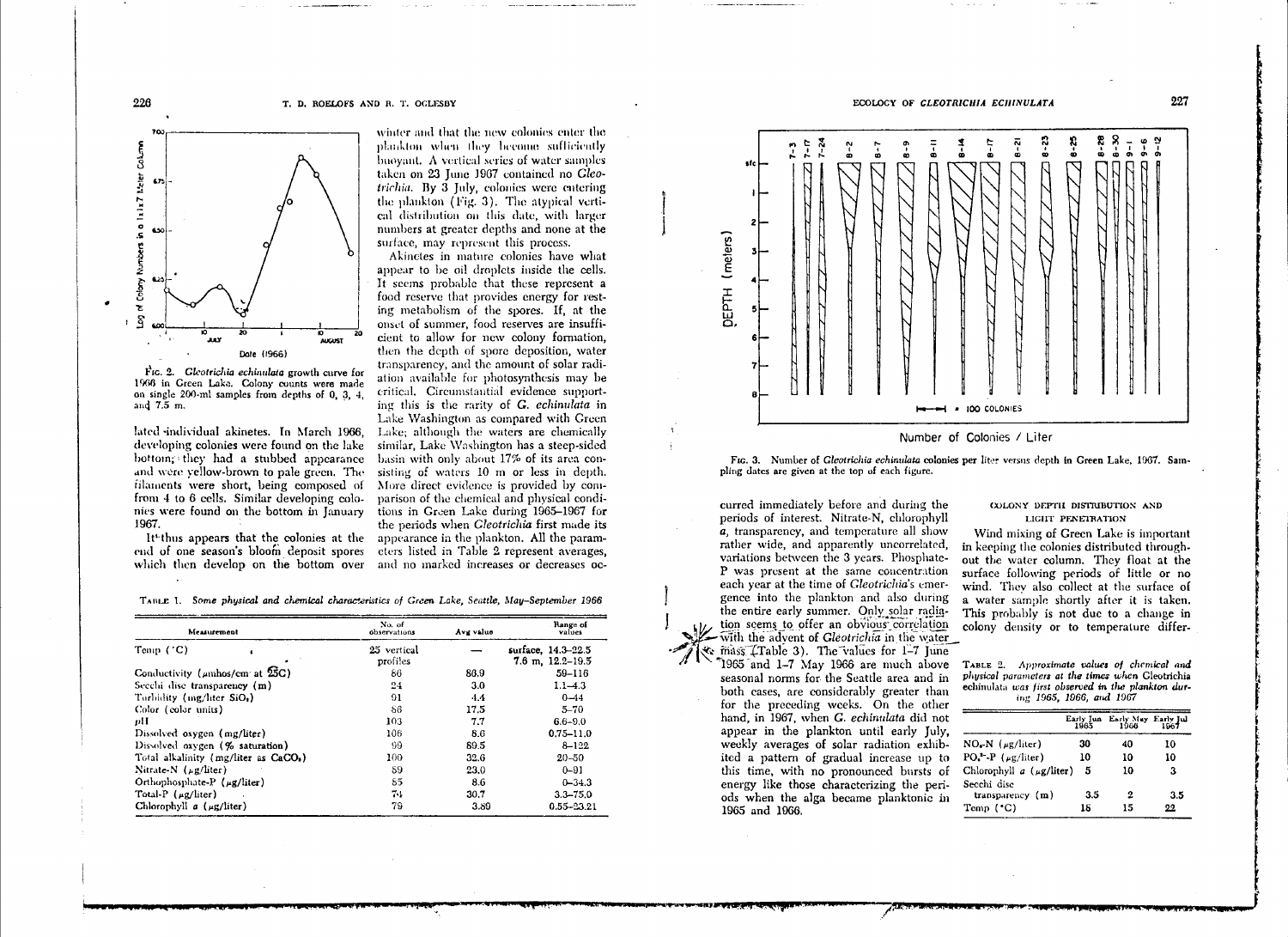Fig. 2. *Gleotrichia echinulata* growth curve for 1966 in Green Lake. Colony counts were made on single 200-ml samples from depths of 0, 3, 4, and 7.5 m.

lated individual akinetes. In March 1966, developing colonies were found on the lake bottom; they had a stubbed appearance and were yellow-brown to pale green. The filaments were short, being composed of from 4 to 6 cells. Similar developing colonies were found on the bottom in January 1967.

It thus appears that the colonies at the end of one season's bloom deposit spores which then develop on the bottom over winter and that the new colonies enter the plankton when they become sufficiently buoyant. A vertical series of water samples taken on 23 June 1967 contained no *Gleotrichia*. By 3 July, colonies were entering the plankton (Fig. 3). The atypical vertical distribution on this date, with larger numbers at greater depths and none at the surface, may represent this process.

Akinetes in mature colonies have what appear to be oil droplets inside the cells. It seems probable that these represent a food reserve that provides energy for resting metabolism of the spores. If, at the onset of summer, food reserves are insufficient to allow for new colony formation, then the depth of spore deposition, water transparency, and the amount of solar radiation available for photosynthesis may be critical. Circumstantial evidence supporting this is the rarity of *G. echinulata* in Lake Washington as compared with Green Lake; although the waters are chemically similar, Lake Washington has a steep-sided basin with only about 17% of its area consisting of waters 10 m or less in depth. More direct evidence is provided by comparison of the chemical and physical conditions in Green Lake during 1965–1967 for the periods when *Gleotrichia* first made its appearance in the plankton. All the parameters listed in Table 2 represent averages, and no marked increases or decreases occurred immediately before and during the periods of interest. Nitrate-N, chlorophyll *a*, transparency, and temperature all show rather wide, and apparently uncorrelated, variations between the 3 years. Phosphate-P was present at the same concentration each year at the time of *Gleotrichia's* emergence into the plankton and also during the entire early summer. Only solar radiation seems to offer an obvious correlation with the advent of *Gleotrichia* in the water mass (Table 3). The values for 1–7 June 1965 and 1–7 May 1966 are much above seasonal norms for the Seattle area and in both cases, are considerably greater than for the preceding weeks. On the other hand, in 1967, when *G. echinulata* did not appear in the plankton until early July, weekly averages of solar radiation exhibited a pattern of gradual increase up to this time, with no pronounced bursts of energy like those characterizing the periods when the alga became planktonic in 1965 and 1966.

Table 1. *Some physical and chemical characteristics of Green Lake, Seattle, May–September 1966*

| Measurement | No. of observations | Avg value | Range of values |
|---|---|---|---|
| Temp (°C) | 25 vertical profiles | — | surface, 14.3–22.5; 7.6 m, 12.2–19.5 |
| Conductivity (μmhos/cm at 25C) | 86 | 86.9 | 59–116 |
| Secchi disc transparency (m) | 24 | 3.0 | 1.1–4.3 |
| Turbidity (mg/liter $SiO_2$) | 91 | 4.4 | 0–44 |
| Color (color units) | 86 | 17.5 | 5–70 |
| pH | 103 | 7.7 | 6.6–9.0 |
| Dissolved oxygen (mg/liter) | 106 | 8.6 | 0.75–11.0 |
| Dissolved oxygen (% saturation) | 99 | 89.5 | 8–122 |
| Total alkalinity (mg/liter as $CaCO_3$) | 100 | 32.6 | 20–50 |
| Nitrate-N (μg/liter) | 89 | 23.0 | 0–91 |
| Orthophosphate-P (μg/liter) | 85 | 8.6 | 0–34.3 |
| Total-P (μg/liter) | 74 | 30.7 | 3.3–75.0 |
| Chlorophyll *a* (μg/liter) | 79 | 3.89 | 0.55–23.21 |

Fig. 3. Number of *Gleotrichia echinulata* colonies per liter versus depth in Green Lake, 1967. Sampling dates are given at the top of each figure.

## COLONY DEPTH DISTRIBUTION AND LIGHT PENETRATION

Wind mixing of Green Lake is important in keeping the colonies distributed throughout the water column. They float at the surface following periods of little or no wind. They also collect at the surface of a water sample shortly after it is taken. This probably is not due to a change in colony density or to temperature differ-

Table 2. *Approximate values of chemical and physical parameters at the times when* Gleotrichia echinulata *was first observed in the plankton during 1965, 1966, and 1967*

| | Early Jun 1965 | Early May 1966 | Early Jul 1967 |
|---|---|---|---|
| $NO_3$-N (μg/liter) | 30 | 40 | 10 |
| $PO_4^{3-}$-P (μg/liter) | 10 | 10 | 10 |
| Chlorophyll *a* (μg/liter) | 5 | 10 | 3 |
| Secchi disc transparency (m) | 3.5 | 2 | 3.5 |
| Temp (°C) | 18 | 15 | 22 |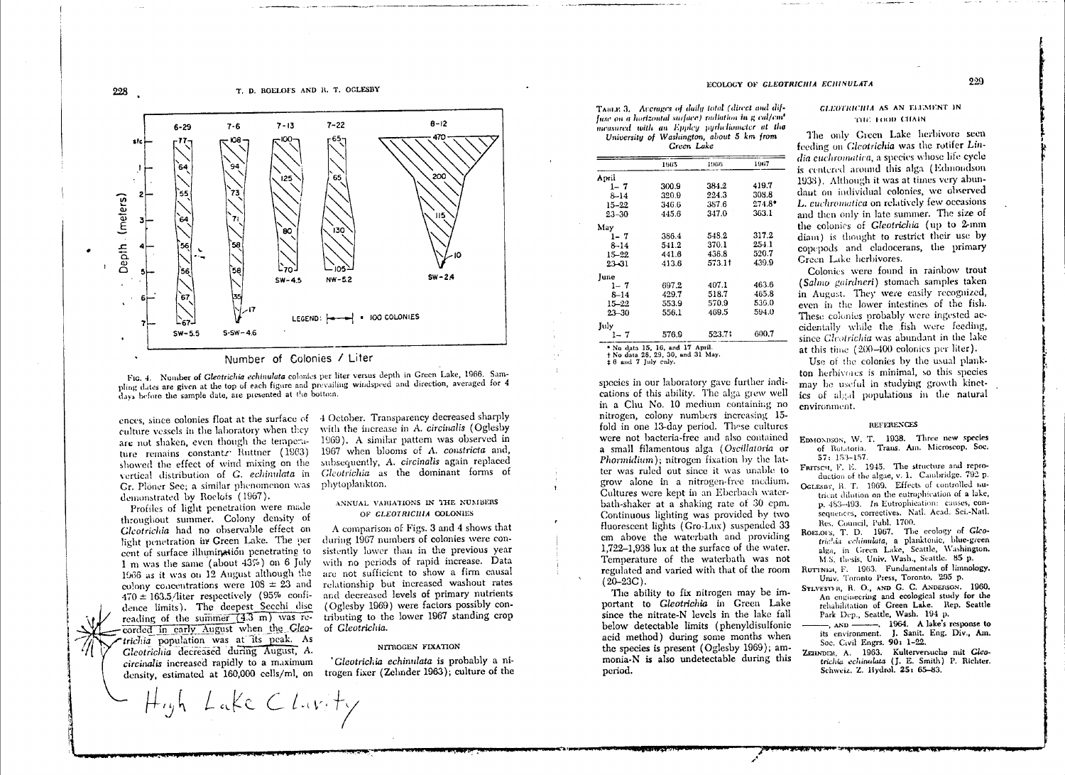6-29 7-6 7-13 7-22 8-12

sfc

Depth (meters)

77 108 100 65 470

64 94 125 65 200

55 73 115

64 71 80 130

56 58 10

56 58 70 105

67 35 17

67

SW-5.5 S-SW-4.6 SW-4.5 NW-5.2 SW-2.4

LEGEND: = 100 COLONIES

Number of Colonies / Liter

FIG. 4. Number of *Gleotrichia echinulata* colonies per liter versus depth in Green Lake, 1966. Sampling dates are given at the top of each figure and prevailing windspeed and direction, averaged for 4 days before the sample date, are presented at the bottom.

ences, since colonies float at the surface of culture vessels in the laboratory when they are not shaken, even though the temperature remains constant. Ruttner (1963) showed the effect of wind mixing on the vertical distribution of *G. echinulata* in Gr. Plöner See; a similar phenomenon was demonstrated by Roelofs (1967).

Profiles of light penetration were made throughout summer. Colony density of *Gleotrichia* had no observable effect on light penetration in Green Lake. The per cent of surface illumination penetrating to 1 m was the same (about 43%) on 6 July 1966 as it was on 12 August although the colony concentrations were 108 ± 23 and 470 ± 163.5/liter respectively (95% confidence limits). The deepest Secchi disc reading of the summer (4.3 m) was recorded in early August when the *Gleotrichia* population was at its peak. As *Gleotrichia* decreased during August, *A. circinalis* increased rapidly to a maximum density, estimated at 160,000 cells/ml, on 4 October. Transparency decreased sharply with the increase in *A. circinalis* (Oglesby 1969). A similar pattern was observed in 1967 when blooms of *A. constricta* and, subsequently, *A. circinalis* again replaced *Gleotrichia* as the dominant forms of phytoplankton.

High Lake Clarity

## ANNUAL VARIATIONS IN THE NUMBERS OF *GLEOTRICHIA* COLONIES

A comparison of Figs. 3 and 4 shows that during 1967 numbers of colonies were consistently lower than in the previous year with no periods of rapid increase. Data are not sufficient to show a firm causal relationship but increased washout rates and decreased levels of primary nutrients (Oglesby 1969) were factors possibly contributing to the lower 1967 standing crop of *Gleotrichia*.

## NITROGEN FIXATION

*Gleotrichia echinulata* is probably a nitrogen fixer (Zehnder 1963); culture of the species in our laboratory gave further indications of this ability. The alga grew well in a Chu No. 10 medium containing no nitrogen, colony numbers increasing 15-fold in one 13-day period. These cultures were not bacteria-free and also contained a small filamentous alga (*Oscillatoria* or *Phormidium*); nitrogen fixation by the latter was ruled out since it was unable to grow alone in a nitrogen-free medium. Cultures were kept in an Eberbach waterbath-shaker at a shaking rate of 30 cpm. Continuous lighting was provided by two fluorescent lights (Gro-Lux) suspended 33 cm above the waterbath and providing 1,722–1,938 lux at the surface of the water. Temperature of the waterbath was not regulated and varied with that of the room (20–23C).

The ability to fix nitrogen may be important to *Gleotrichia* in Green Lake since the nitrate-N levels in the lake fall below detectable limits (phenyldisulfonic acid method) during some months when the species is present (Oglesby 1969); ammonia-N is also undetectable during this period.

TABLE 3. *Averages of daily total (direct and diffuse on a horizontal surface) radiation in g cal/cm² measured with an Eppley pyrheliometer at the University of Washington, about 5 km from Green Lake*

| | 1965 | 1966 | 1967 |
|---|---|---|---|
| April | | | |
| 1– 7 | 300.9 | 384.2 | 419.7 |
| 8–14 | 320.9 | 224.3 | 308.8 |
| 15–22 | 346.6 | 387.6 | 274.8* |
| 23–30 | 445.6 | 347.0 | 363.1 |
| May | | | |
| 1– 7 | 386.4 | 548.2 | 317.2 |
| 8–14 | 541.2 | 370.1 | 254.1 |
| 15–22 | 441.6 | 436.8 | 520.7 |
| 23–31 | 413.6 | 573.1† | 439.9 |
| June | | | |
| 1– 7 | 697.2 | 407.1 | 463.6 |
| 8–14 | 429.7 | 518.7 | 465.8 |
| 15–22 | 553.9 | 570.9 | 536.0 |
| 23–30 | 556.1 | 469.5 | 594.0 |
| July | | | |
| 1– 7 | 576.9 | 523.7‡ | 600.7 |

\* No data 15, 16, and 17 April.
† No data 28, 29, 30, and 31 May.
‡ 6 and 7 July only.

## *GLEOTRICHIA* AS AN ELEMENT IN THE FOOD CHAIN

The only Green Lake herbivore seen feeding on *Gleotrichia* was the rotifer *Lindia euchromatica*, a species whose life cycle is centered around this alga (Edmondson 1938). Although it was at times very abundant on individual colonies, we observed *L. euchromatica* on relatively few occasions and then only in late summer. The size of the colonies of *Gleotrichia* (up to 2-mm diam) is thought to restrict their use by copepods and cladocerans, the primary Green Lake herbivores.

Colonies were found in rainbow trout (*Salmo gairdneri*) stomach samples taken in August. They were easily recognized, even in the lower intestines of the fish. These colonies probably were ingested accidentally while the fish were feeding, since *Gleotrichia* was abundant in the lake at this time (200–400 colonies per liter).

Use of the colonies by the usual plankton herbivores is minimal, so this species may be useful in studying growth kinetics of algal populations in the natural environment.

## REFERENCES

EDMONDSON, W. T. 1938. Three new species of Rotatoria. Trans. Am. Microscop. Soc. 57: 153–157.

FRITSCH, F. E. 1945. The structure and reproduction of the algae, v. 1. Cambridge. 792 p.

OGLESBY, R. T. 1969. Effects of controlled nutrient dilution on the eutrophication of a lake, p. 483–493. *In* Eutrophication: causes, consequences, correctives. Natl. Acad. Sci.-Natl. Res. Council, Publ. 1700.

ROELOFS, T. D. 1967. The ecology of *Gleotrichia echinulata*, a planktonic, blue-green alga, in Green Lake, Seattle, Washington. M.S. thesis, Univ. Wash., Seattle. 85 p.

RUTTNER, F. 1963. Fundamentals of limnology. Univ. Toronto Press, Toronto. 295 p.

SYLVESTER, R. O., AND G. C. ANDERSON. 1960. An engineering and ecological study for the rehabilitation of Green Lake. Rep. Seattle Park Dep., Seattle, Wash. 194 p.

———, AND ———. 1964. A lake's response to its environment. J. Sanit. Eng. Div., Am. Soc. Civil Engrs. 90: 1–22.

ZEHNDER, A. 1963. Kulterversuche mit *Gleotrichia echinulata* (J. E. Smith) P. Richter. Schweiz. Z. Hydrol. 25: 65–83.